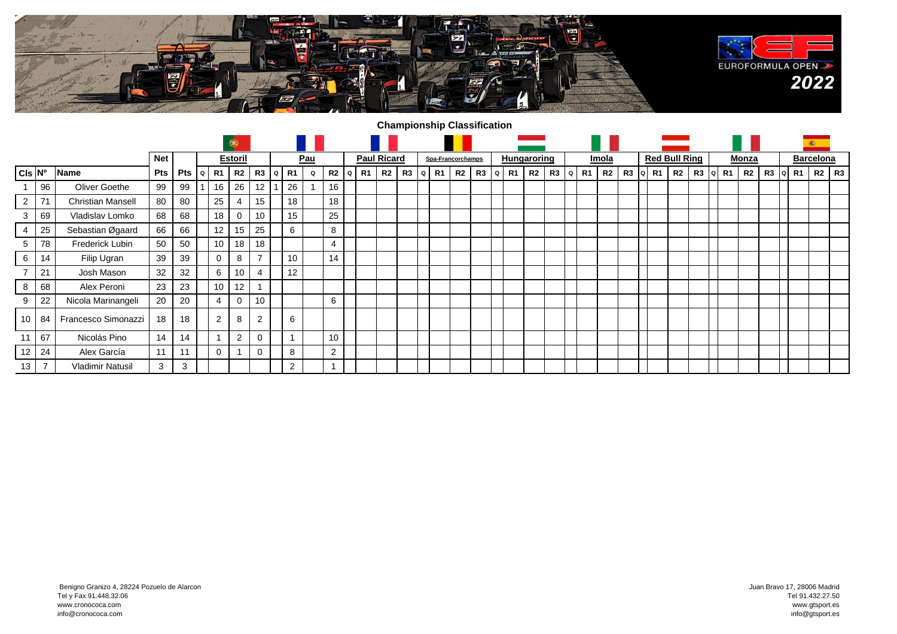# Championship Classification

EUROFORMULA OPEN 2022

| | | | Net | | Estoril | | | | Pau | | | | Paul Ricard | | | | Spa-Francorchamps | | | | Hungaroring | | | | Imola | | | | Red Bull Ring | | | | Monza | | | | Barcelona | | | |
|---|---|---|---|---|---|---|---|---|---|---|---|---|---|---|---|---|---|---|---|---|---|---|---|---|---|---|---|---|---|---|---|---|---|---|---|---|---|---|---|---|
| Cls | Nº | Name | Pts | Pts | Q | R1 | R2 | R3 | Q | R1 | Q | R2 | Q | R1 | R2 | R3 | Q | R1 | R2 | R3 | Q | R1 | R2 | R3 | Q | R1 | R2 | R3 | Q | R1 | R2 | R3 | Q | R1 | R2 | R3 | Q | R1 | R2 | R3 |
| 1 | 96 | Oliver Goethe | 99 | 99 | 1 | 16 | 26 | 12 | 1 | 26 | 1 | 16 | | | | | | | | | | | | | | | | | | | | | | | | | | | | |
| 2 | 71 | Christian Mansell | 80 | 80 | | 25 | 4 | 15 | | 18 | | 18 | | | | | | | | | | | | | | | | | | | | | | | | | | | | |
| 3 | 69 | Vladislav Lomko | 68 | 68 | | 18 | 0 | 10 | | 15 | | 25 | | | | | | | | | | | | | | | | | | | | | | | | | | | | |
| 4 | 25 | Sebastian Øgaard | 66 | 66 | | 12 | 15 | 25 | | 6 | | 8 | | | | | | | | | | | | | | | | | | | | | | | | | | | | |
| 5 | 78 | Frederick Lubin | 50 | 50 | | 10 | 18 | 18 | | | | 4 | | | | | | | | | | | | | | | | | | | | | | | | | | | | |
| 6 | 14 | Filip Ugran | 39 | 39 | | 0 | 8 | 7 | | 10 | | 14 | | | | | | | | | | | | | | | | | | | | | | | | | | | | |
| 7 | 21 | Josh Mason | 32 | 32 | | 6 | 10 | 4 | | 12 | | | | | | | | | | | | | | | | | | | | | | | | | | | | | | |
| 8 | 68 | Alex Peroni | 23 | 23 | | 10 | 12 | 1 | | | | | | | | | | | | | | | | | | | | | | | | | | | | | | | | |
| 9 | 22 | Nicola Marinangeli | 20 | 20 | | 4 | 0 | 10 | | | | 6 | | | | | | | | | | | | | | | | | | | | | | | | | | | | |
| 10 | 84 | Francesco Simonazzi | 18 | 18 | | 2 | 8 | 2 | | 6 | | | | | | | | | | | | | | | | | | | | | | | | | | | | | | |
| 11 | 67 | Nicolás Pino | 14 | 14 | | 1 | 2 | 0 | | 1 | | 10 | | | | | | | | | | | | | | | | | | | | | | | | | | | | |
| 12 | 24 | Alex García | 11 | 11 | | 0 | 1 | 0 | | 8 | | 2 | | | | | | | | | | | | | | | | | | | | | | | | | | | | |
| 13 | 7 | Vladimir Natusil | 3 | 3 | | | | | | 2 | | 1 | | | | | | | | | | | | | | | | | | | | | | | | | | | | |

Benigno Granizo 4, 28224 Pozuelo de Alarcon
Tel y Fax 91.448.32.06
www.cronococa.com
info@cronococa.com

Juan Bravo 17, 28006 Madrid
Tel 91.432.27.50
www.gtsport.es
info@gtsport.es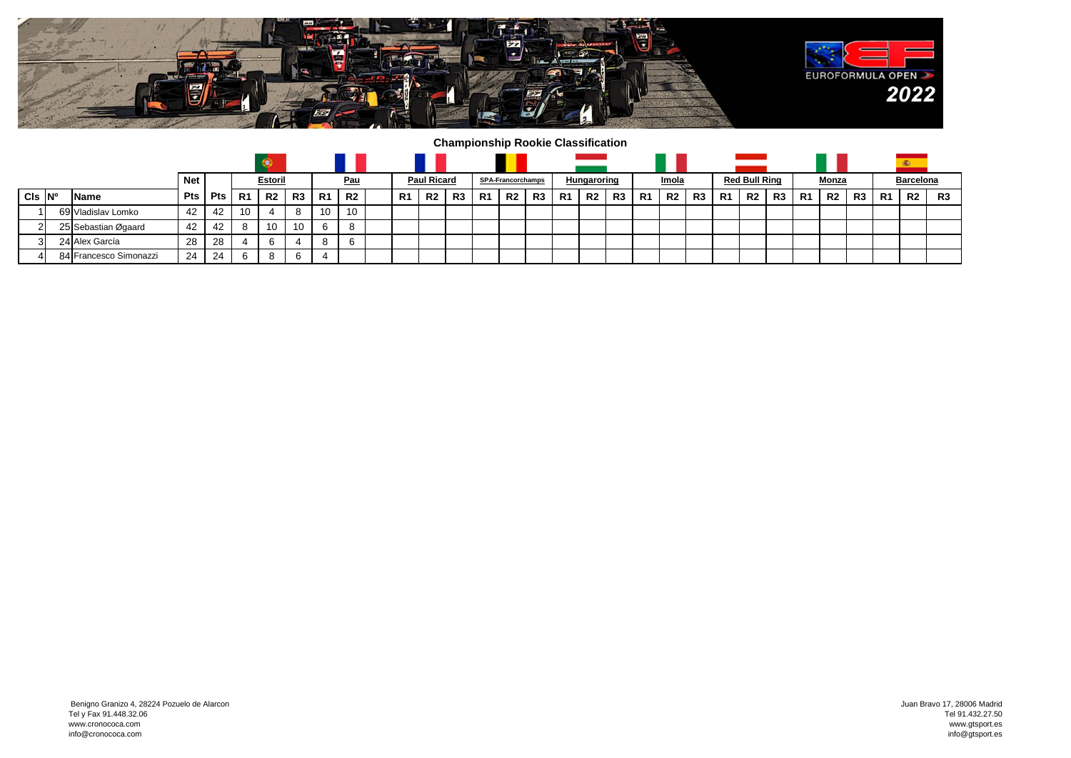## Championship Rookie Classification

| Cls | Nº | Name | Net Pts | Pts | Estoril R1 | Estoril R2 | Estoril R3 | Pau R1 | Pau R2 | | Paul Ricard R1 | Paul Ricard R2 | Paul Ricard R3 | SPA-Francorchamps R1 | SPA-Francorchamps R2 | SPA-Francorchamps R3 | Hungaroring R1 | Hungaroring R2 | Hungaroring R3 | Imola R1 | Imola R2 | Imola R3 | Red Bull Ring R1 | Red Bull Ring R2 | Red Bull Ring R3 | Monza R1 | Monza R2 | Monza R3 | Barcelona R1 | Barcelona R2 | Barcelona R3 |
|---|---|---|---|---|---|---|---|---|---|---|---|---|---|---|---|---|---|---|---|---|---|---|---|---|---|---|---|---|---|---|---|
| 1 | 69 | Vladislav Lomko | 42 | 42 | 10 | 4 | 8 | 10 | 10 | | | | | | | | | | | | | | | | | | | | | | |
| 2 | 25 | Sebastian Øgaard | 42 | 42 | 8 | 10 | 10 | 6 | 8 | | | | | | | | | | | | | | | | | | | | | | |
| 3 | 24 | Alex García | 28 | 28 | 4 | 6 | 4 | 8 | 6 | | | | | | | | | | | | | | | | | | | | | | |
| 4 | 84 | Francesco Simonazzi | 24 | 24 | 6 | 8 | 6 | 4 | | | | | | | | | | | | | | | | | | | | | | | |

Benigno Granizo 4, 28224 Pozuelo de Alarcon
Tel y Fax 91.448.32.06
www.cronococa.com
info@cronococa.com

Juan Bravo 17, 28006 Madrid
Tel 91.432.27.50
www.gtsport.es
info@gtsport.es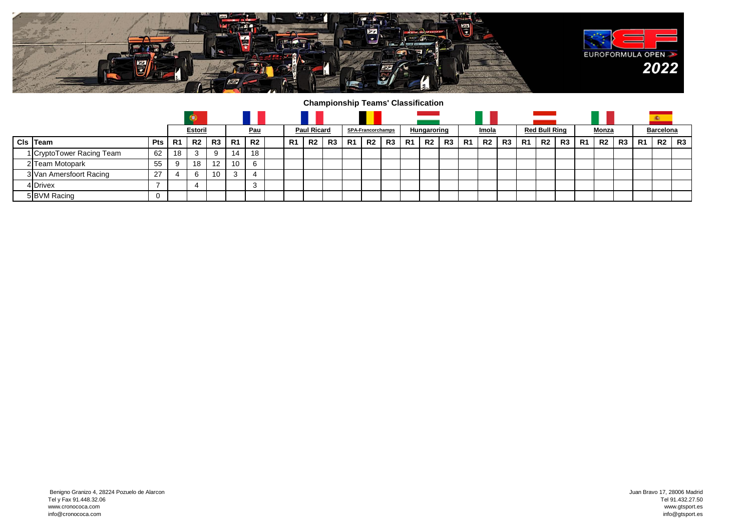## Championship Teams' Classification

| Cls | Team | Pts | Estoril | | | Pau | | | Paul Ricard | | | SPA-Francorchamps | | | Hungaroring | | | Imola | | | Red Bull Ring | | | Monza | | | Barcelona | | |
|---|---|---|---|---|---|---|---|---|---|---|---|---|---|---|---|---|---|---|---|---|---|---|---|---|---|---|---|---|---|
| | | | R1 | R2 | R3 | R1 | R2 | | R1 | R2 | R3 | R1 | R2 | R3 | R1 | R2 | R3 | R1 | R2 | R3 | R1 | R2 | R3 | R1 | R2 | R3 | R1 | R2 | R3 |
| 1 | CryptoTower Racing Team | 62 | 18 | 3 | 9 | 14 | 18 | | | | | | | | | | | | | | | | | | | | | | |
| 2 | Team Motopark | 55 | 9 | 18 | 12 | 10 | 6 | | | | | | | | | | | | | | | | | | | | | | |
| 3 | Van Amersfoort Racing | 27 | 4 | 6 | 10 | 3 | 4 | | | | | | | | | | | | | | | | | | | | | | |
| 4 | Drivex | 7 | | 4 | | | 3 | | | | | | | | | | | | | | | | | | | | | | |
| 5 | BVM Racing | 0 | | | | | | | | | | | | | | | | | | | | | | | | | | | |

Benigno Granizo 4, 28224 Pozuelo de Alarcon
Tel y Fax 91.448.32.06
www.cronococa.com
info@cronococa.com

Juan Bravo 17, 28006 Madrid
Tel 91.432.27.50
www.gtsport.es
info@gtsport.es